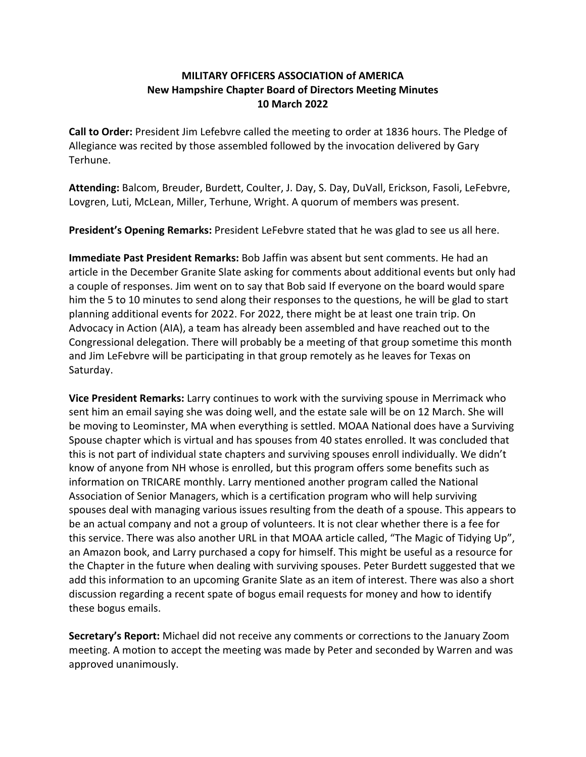**MILITARY OFFICERS ASSOCIATION of AMERICA**
**New Hampshire Chapter Board of Directors Meeting Minutes**
**10 March 2022**

**Call to Order:** President Jim Lefebvre called the meeting to order at 1836 hours. The Pledge of Allegiance was recited by those assembled followed by the invocation delivered by Gary Terhune.

**Attending:** Balcom, Breuder, Burdett, Coulter, J. Day, S. Day, DuVall, Erickson, Fasoli, LeFebvre, Lovgren, Luti, McLean, Miller, Terhune, Wright. A quorum of members was present.

**President's Opening Remarks:** President LeFebvre stated that he was glad to see us all here.

**Immediate Past President Remarks:** Bob Jaffin was absent but sent comments. He had an article in the December Granite Slate asking for comments about additional events but only had a couple of responses. Jim went on to say that Bob said If everyone on the board would spare him the 5 to 10 minutes to send along their responses to the questions, he will be glad to start planning additional events for 2022. For 2022, there might be at least one train trip. On Advocacy in Action (AIA), a team has already been assembled and have reached out to the Congressional delegation. There will probably be a meeting of that group sometime this month and Jim LeFebvre will be participating in that group remotely as he leaves for Texas on Saturday.

**Vice President Remarks:** Larry continues to work with the surviving spouse in Merrimack who sent him an email saying she was doing well, and the estate sale will be on 12 March. She will be moving to Leominster, MA when everything is settled. MOAA National does have a Surviving Spouse chapter which is virtual and has spouses from 40 states enrolled. It was concluded that this is not part of individual state chapters and surviving spouses enroll individually. We didn't know of anyone from NH whose is enrolled, but this program offers some benefits such as information on TRICARE monthly. Larry mentioned another program called the National Association of Senior Managers, which is a certification program who will help surviving spouses deal with managing various issues resulting from the death of a spouse. This appears to be an actual company and not a group of volunteers. It is not clear whether there is a fee for this service. There was also another URL in that MOAA article called, "The Magic of Tidying Up", an Amazon book, and Larry purchased a copy for himself. This might be useful as a resource for the Chapter in the future when dealing with surviving spouses. Peter Burdett suggested that we add this information to an upcoming Granite Slate as an item of interest. There was also a short discussion regarding a recent spate of bogus email requests for money and how to identify these bogus emails.

**Secretary's Report:** Michael did not receive any comments or corrections to the January Zoom meeting. A motion to accept the meeting was made by Peter and seconded by Warren and was approved unanimously.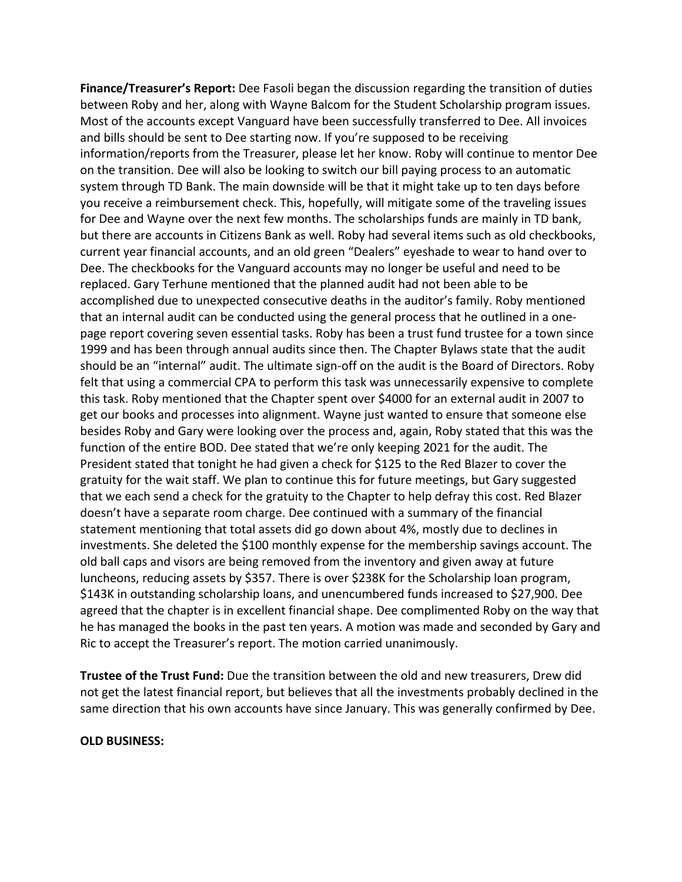**Finance/Treasurer's Report:** Dee Fasoli began the discussion regarding the transition of duties between Roby and her, along with Wayne Balcom for the Student Scholarship program issues. Most of the accounts except Vanguard have been successfully transferred to Dee. All invoices and bills should be sent to Dee starting now. If you're supposed to be receiving information/reports from the Treasurer, please let her know. Roby will continue to mentor Dee on the transition. Dee will also be looking to switch our bill paying process to an automatic system through TD Bank. The main downside will be that it might take up to ten days before you receive a reimbursement check. This, hopefully, will mitigate some of the traveling issues for Dee and Wayne over the next few months. The scholarships funds are mainly in TD bank, but there are accounts in Citizens Bank as well. Roby had several items such as old checkbooks, current year financial accounts, and an old green "Dealers" eyeshade to wear to hand over to Dee. The checkbooks for the Vanguard accounts may no longer be useful and need to be replaced. Gary Terhune mentioned that the planned audit had not been able to be accomplished due to unexpected consecutive deaths in the auditor's family. Roby mentioned that an internal audit can be conducted using the general process that he outlined in a one-page report covering seven essential tasks. Roby has been a trust fund trustee for a town since 1999 and has been through annual audits since then. The Chapter Bylaws state that the audit should be an "internal" audit. The ultimate sign-off on the audit is the Board of Directors. Roby felt that using a commercial CPA to perform this task was unnecessarily expensive to complete this task. Roby mentioned that the Chapter spent over $4000 for an external audit in 2007 to get our books and processes into alignment. Wayne just wanted to ensure that someone else besides Roby and Gary were looking over the process and, again, Roby stated that this was the function of the entire BOD. Dee stated that we're only keeping 2021 for the audit. The President stated that tonight he had given a check for $125 to the Red Blazer to cover the gratuity for the wait staff. We plan to continue this for future meetings, but Gary suggested that we each send a check for the gratuity to the Chapter to help defray this cost. Red Blazer doesn't have a separate room charge. Dee continued with a summary of the financial statement mentioning that total assets did go down about 4%, mostly due to declines in investments. She deleted the $100 monthly expense for the membership savings account. The old ball caps and visors are being removed from the inventory and given away at future luncheons, reducing assets by $357. There is over $238K for the Scholarship loan program, $143K in outstanding scholarship loans, and unencumbered funds increased to $27,900. Dee agreed that the chapter is in excellent financial shape. Dee complimented Roby on the way that he has managed the books in the past ten years. A motion was made and seconded by Gary and Ric to accept the Treasurer's report. The motion carried unanimously.

**Trustee of the Trust Fund:** Due the transition between the old and new treasurers, Drew did not get the latest financial report, but believes that all the investments probably declined in the same direction that his own accounts have since January. This was generally confirmed by Dee.

**OLD BUSINESS:**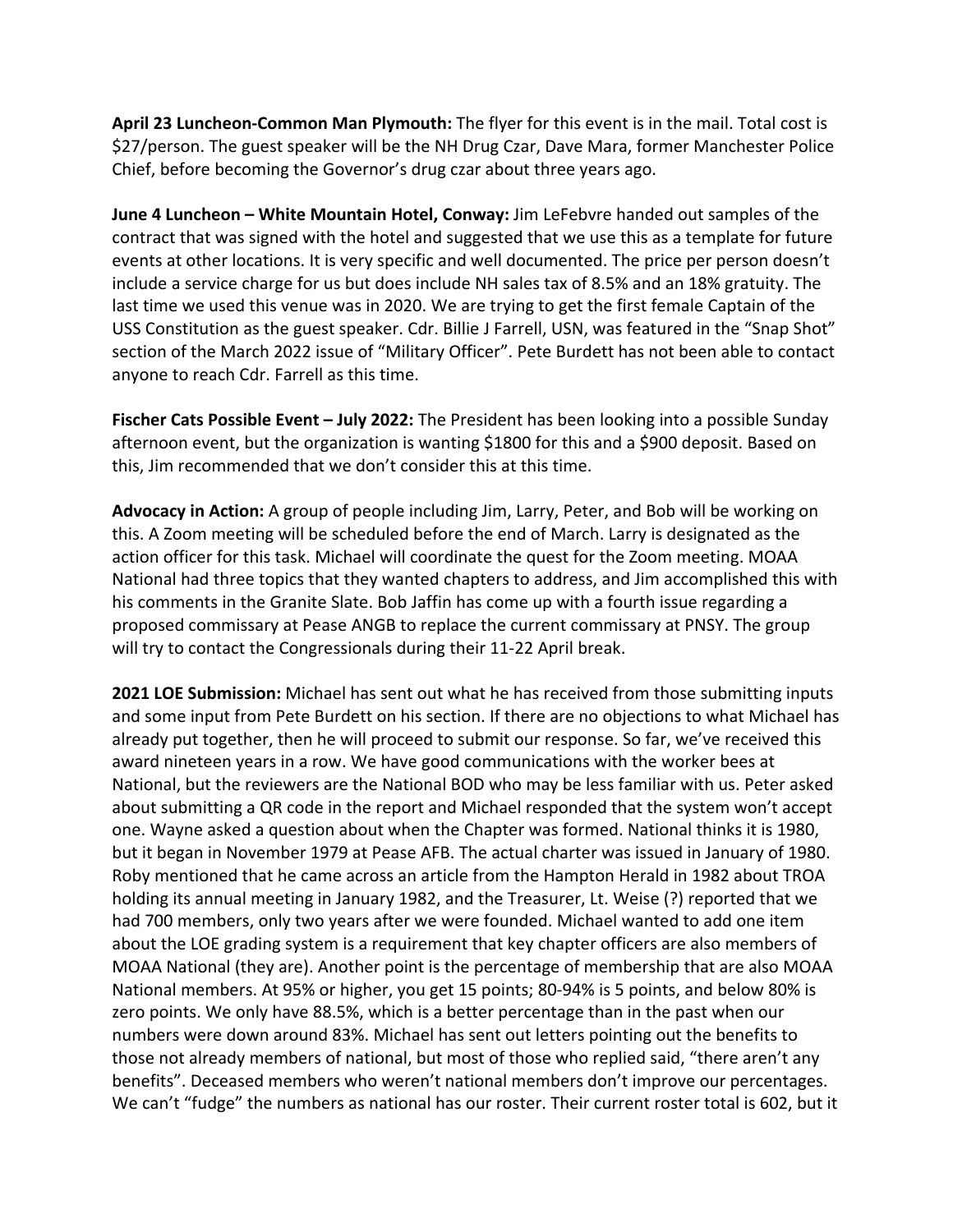**April 23 Luncheon-Common Man Plymouth:** The flyer for this event is in the mail. Total cost is $27/person. The guest speaker will be the NH Drug Czar, Dave Mara, former Manchester Police Chief, before becoming the Governor's drug czar about three years ago.

**June 4 Luncheon – White Mountain Hotel, Conway:** Jim LeFebvre handed out samples of the contract that was signed with the hotel and suggested that we use this as a template for future events at other locations. It is very specific and well documented. The price per person doesn't include a service charge for us but does include NH sales tax of 8.5% and an 18% gratuity. The last time we used this venue was in 2020. We are trying to get the first female Captain of the USS Constitution as the guest speaker. Cdr. Billie J Farrell, USN, was featured in the "Snap Shot" section of the March 2022 issue of "Military Officer". Pete Burdett has not been able to contact anyone to reach Cdr. Farrell as this time.

**Fischer Cats Possible Event – July 2022:** The President has been looking into a possible Sunday afternoon event, but the organization is wanting $1800 for this and a $900 deposit. Based on this, Jim recommended that we don't consider this at this time.

**Advocacy in Action:** A group of people including Jim, Larry, Peter, and Bob will be working on this. A Zoom meeting will be scheduled before the end of March. Larry is designated as the action officer for this task. Michael will coordinate the quest for the Zoom meeting. MOAA National had three topics that they wanted chapters to address, and Jim accomplished this with his comments in the Granite Slate. Bob Jaffin has come up with a fourth issue regarding a proposed commissary at Pease ANGB to replace the current commissary at PNSY. The group will try to contact the Congressionals during their 11-22 April break.

**2021 LOE Submission:** Michael has sent out what he has received from those submitting inputs and some input from Pete Burdett on his section. If there are no objections to what Michael has already put together, then he will proceed to submit our response. So far, we've received this award nineteen years in a row. We have good communications with the worker bees at National, but the reviewers are the National BOD who may be less familiar with us. Peter asked about submitting a QR code in the report and Michael responded that the system won't accept one. Wayne asked a question about when the Chapter was formed. National thinks it is 1980, but it began in November 1979 at Pease AFB. The actual charter was issued in January of 1980. Roby mentioned that he came across an article from the Hampton Herald in 1982 about TROA holding its annual meeting in January 1982, and the Treasurer, Lt. Weise (?) reported that we had 700 members, only two years after we were founded. Michael wanted to add one item about the LOE grading system is a requirement that key chapter officers are also members of MOAA National (they are). Another point is the percentage of membership that are also MOAA National members. At 95% or higher, you get 15 points; 80-94% is 5 points, and below 80% is zero points. We only have 88.5%, which is a better percentage than in the past when our numbers were down around 83%. Michael has sent out letters pointing out the benefits to those not already members of national, but most of those who replied said, "there aren't any benefits". Deceased members who weren't national members don't improve our percentages. We can't "fudge" the numbers as national has our roster. Their current roster total is 602, but it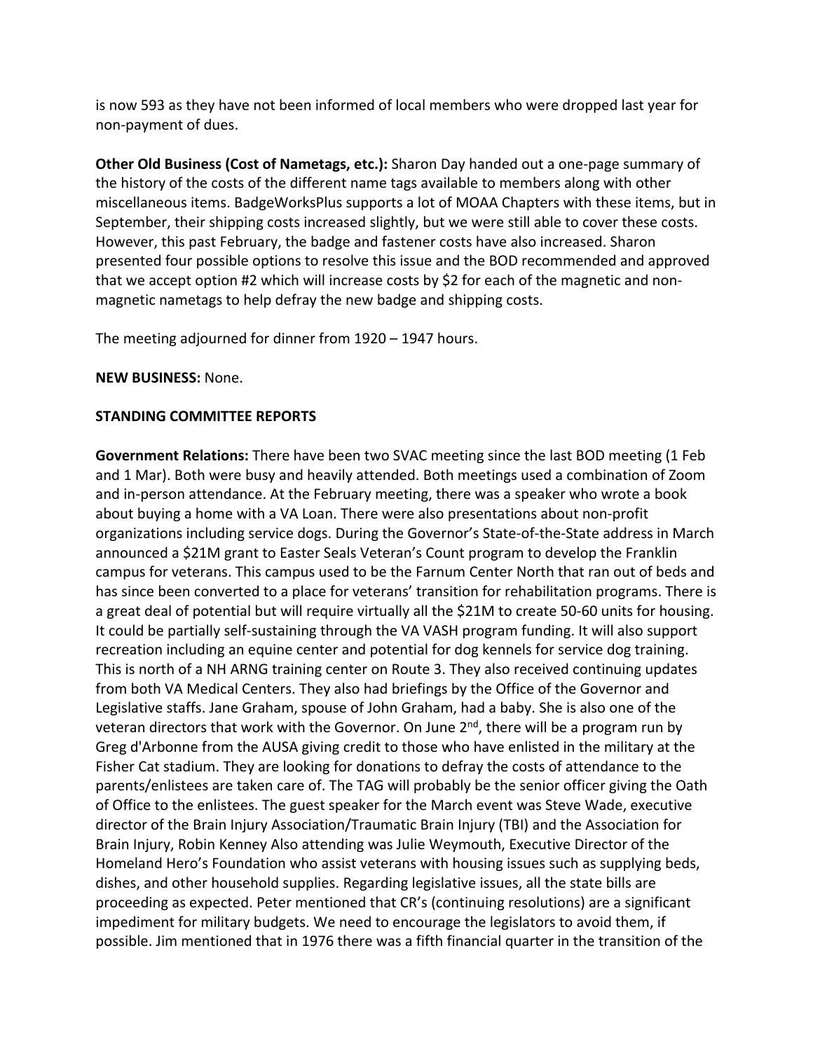is now 593 as they have not been informed of local members who were dropped last year for non-payment of dues.

**Other Old Business (Cost of Nametags, etc.):** Sharon Day handed out a one-page summary of the history of the costs of the different name tags available to members along with other miscellaneous items. BadgeWorksPlus supports a lot of MOAA Chapters with these items, but in September, their shipping costs increased slightly, but we were still able to cover these costs. However, this past February, the badge and fastener costs have also increased. Sharon presented four possible options to resolve this issue and the BOD recommended and approved that we accept option #2 which will increase costs by $2 for each of the magnetic and non-magnetic nametags to help defray the new badge and shipping costs.

The meeting adjourned for dinner from 1920 – 1947 hours.

**NEW BUSINESS:** None.

**STANDING COMMITTEE REPORTS**

**Government Relations:** There have been two SVAC meeting since the last BOD meeting (1 Feb and 1 Mar). Both were busy and heavily attended. Both meetings used a combination of Zoom and in-person attendance. At the February meeting, there was a speaker who wrote a book about buying a home with a VA Loan. There were also presentations about non-profit organizations including service dogs. During the Governor's State-of-the-State address in March announced a $21M grant to Easter Seals Veteran's Count program to develop the Franklin campus for veterans. This campus used to be the Farnum Center North that ran out of beds and has since been converted to a place for veterans' transition for rehabilitation programs. There is a great deal of potential but will require virtually all the $21M to create 50-60 units for housing. It could be partially self-sustaining through the VA VASH program funding. It will also support recreation including an equine center and potential for dog kennels for service dog training. This is north of a NH ARNG training center on Route 3. They also received continuing updates from both VA Medical Centers. They also had briefings by the Office of the Governor and Legislative staffs. Jane Graham, spouse of John Graham, had a baby. She is also one of the veteran directors that work with the Governor. On June 2nd, there will be a program run by Greg d'Arbonne from the AUSA giving credit to those who have enlisted in the military at the Fisher Cat stadium. They are looking for donations to defray the costs of attendance to the parents/enlistees are taken care of. The TAG will probably be the senior officer giving the Oath of Office to the enlistees. The guest speaker for the March event was Steve Wade, executive director of the Brain Injury Association/Traumatic Brain Injury (TBI) and the Association for Brain Injury, Robin Kenney Also attending was Julie Weymouth, Executive Director of the Homeland Hero's Foundation who assist veterans with housing issues such as supplying beds, dishes, and other household supplies. Regarding legislative issues, all the state bills are proceeding as expected. Peter mentioned that CR's (continuing resolutions) are a significant impediment for military budgets. We need to encourage the legislators to avoid them, if possible. Jim mentioned that in 1976 there was a fifth financial quarter in the transition of the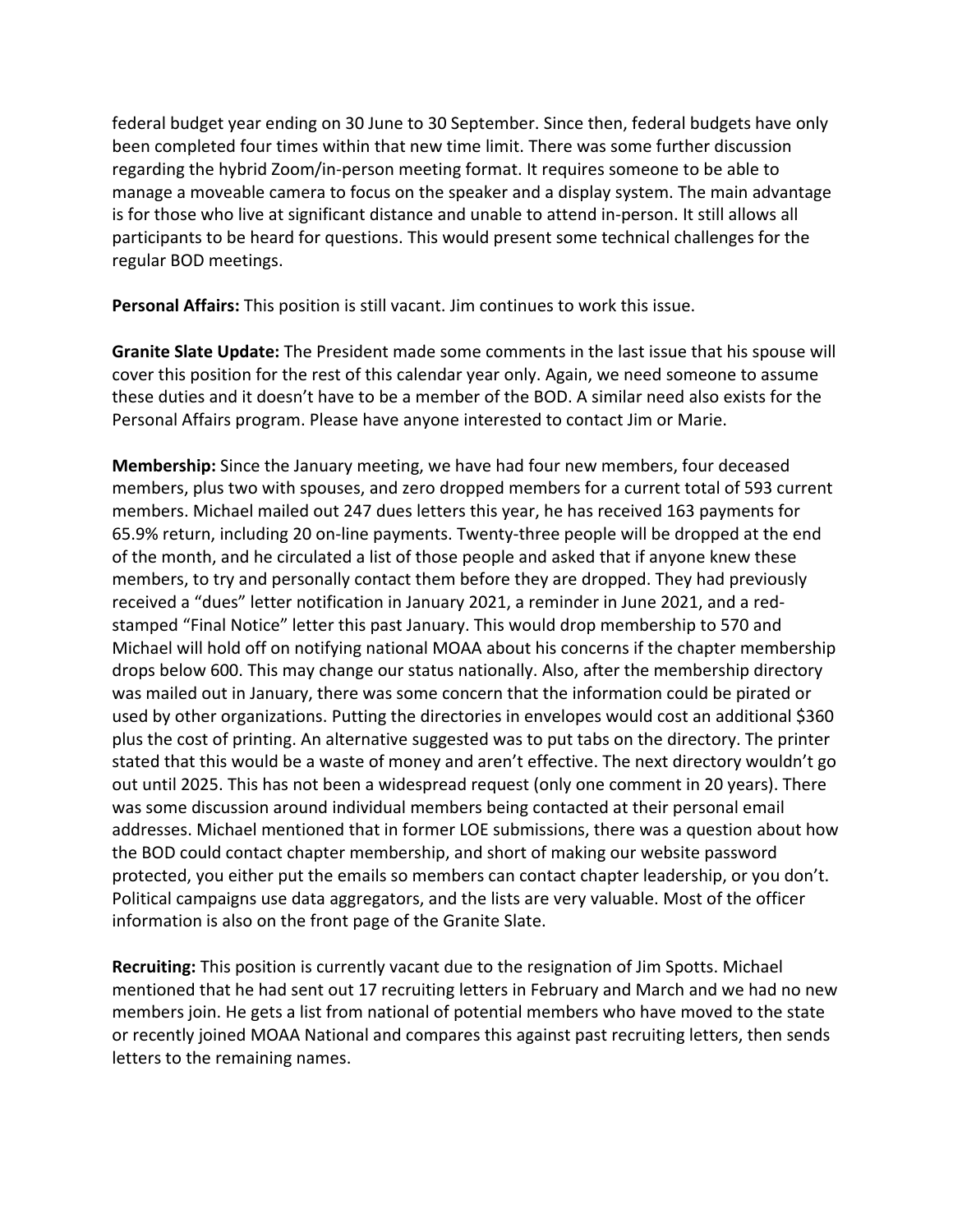federal budget year ending on 30 June to 30 September. Since then, federal budgets have only been completed four times within that new time limit. There was some further discussion regarding the hybrid Zoom/in-person meeting format. It requires someone to be able to manage a moveable camera to focus on the speaker and a display system. The main advantage is for those who live at significant distance and unable to attend in-person. It still allows all participants to be heard for questions. This would present some technical challenges for the regular BOD meetings.

**Personal Affairs:** This position is still vacant. Jim continues to work this issue.

**Granite Slate Update:** The President made some comments in the last issue that his spouse will cover this position for the rest of this calendar year only. Again, we need someone to assume these duties and it doesn't have to be a member of the BOD. A similar need also exists for the Personal Affairs program. Please have anyone interested to contact Jim or Marie.

**Membership:** Since the January meeting, we have had four new members, four deceased members, plus two with spouses, and zero dropped members for a current total of 593 current members. Michael mailed out 247 dues letters this year, he has received 163 payments for 65.9% return, including 20 on-line payments. Twenty-three people will be dropped at the end of the month, and he circulated a list of those people and asked that if anyone knew these members, to try and personally contact them before they are dropped. They had previously received a "dues" letter notification in January 2021, a reminder in June 2021, and a red-stamped "Final Notice" letter this past January. This would drop membership to 570 and Michael will hold off on notifying national MOAA about his concerns if the chapter membership drops below 600. This may change our status nationally. Also, after the membership directory was mailed out in January, there was some concern that the information could be pirated or used by other organizations. Putting the directories in envelopes would cost an additional $360 plus the cost of printing. An alternative suggested was to put tabs on the directory. The printer stated that this would be a waste of money and aren't effective. The next directory wouldn't go out until 2025. This has not been a widespread request (only one comment in 20 years). There was some discussion around individual members being contacted at their personal email addresses. Michael mentioned that in former LOE submissions, there was a question about how the BOD could contact chapter membership, and short of making our website password protected, you either put the emails so members can contact chapter leadership, or you don't. Political campaigns use data aggregators, and the lists are very valuable. Most of the officer information is also on the front page of the Granite Slate.

**Recruiting:** This position is currently vacant due to the resignation of Jim Spotts. Michael mentioned that he had sent out 17 recruiting letters in February and March and we had no new members join. He gets a list from national of potential members who have moved to the state or recently joined MOAA National and compares this against past recruiting letters, then sends letters to the remaining names.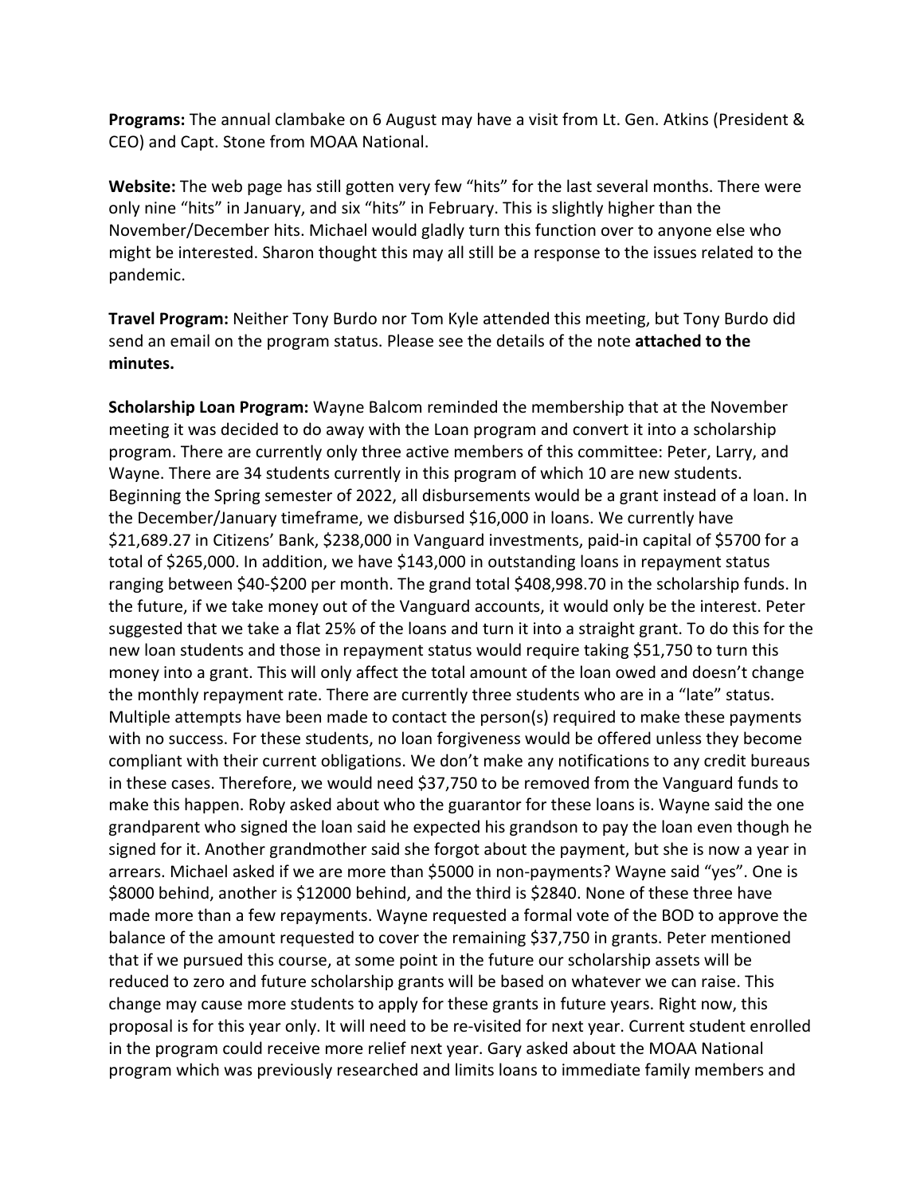**Programs:** The annual clambake on 6 August may have a visit from Lt. Gen. Atkins (President & CEO) and Capt. Stone from MOAA National.

**Website:** The web page has still gotten very few "hits" for the last several months. There were only nine "hits" in January, and six "hits" in February. This is slightly higher than the November/December hits. Michael would gladly turn this function over to anyone else who might be interested. Sharon thought this may all still be a response to the issues related to the pandemic.

**Travel Program:** Neither Tony Burdo nor Tom Kyle attended this meeting, but Tony Burdo did send an email on the program status. Please see the details of the note **attached to the minutes.**

**Scholarship Loan Program:** Wayne Balcom reminded the membership that at the November meeting it was decided to do away with the Loan program and convert it into a scholarship program. There are currently only three active members of this committee: Peter, Larry, and Wayne. There are 34 students currently in this program of which 10 are new students. Beginning the Spring semester of 2022, all disbursements would be a grant instead of a loan. In the December/January timeframe, we disbursed $16,000 in loans. We currently have $21,689.27 in Citizens' Bank, $238,000 in Vanguard investments, paid-in capital of $5700 for a total of $265,000. In addition, we have $143,000 in outstanding loans in repayment status ranging between $40-$200 per month. The grand total $408,998.70 in the scholarship funds. In the future, if we take money out of the Vanguard accounts, it would only be the interest. Peter suggested that we take a flat 25% of the loans and turn it into a straight grant. To do this for the new loan students and those in repayment status would require taking $51,750 to turn this money into a grant. This will only affect the total amount of the loan owed and doesn't change the monthly repayment rate. There are currently three students who are in a "late" status. Multiple attempts have been made to contact the person(s) required to make these payments with no success. For these students, no loan forgiveness would be offered unless they become compliant with their current obligations. We don't make any notifications to any credit bureaus in these cases. Therefore, we would need $37,750 to be removed from the Vanguard funds to make this happen. Roby asked about who the guarantor for these loans is. Wayne said the one grandparent who signed the loan said he expected his grandson to pay the loan even though he signed for it. Another grandmother said she forgot about the payment, but she is now a year in arrears. Michael asked if we are more than $5000 in non-payments? Wayne said "yes". One is $8000 behind, another is $12000 behind, and the third is $2840. None of these three have made more than a few repayments. Wayne requested a formal vote of the BOD to approve the balance of the amount requested to cover the remaining $37,750 in grants. Peter mentioned that if we pursued this course, at some point in the future our scholarship assets will be reduced to zero and future scholarship grants will be based on whatever we can raise. This change may cause more students to apply for these grants in future years. Right now, this proposal is for this year only. It will need to be re-visited for next year. Current student enrolled in the program could receive more relief next year. Gary asked about the MOAA National program which was previously researched and limits loans to immediate family members and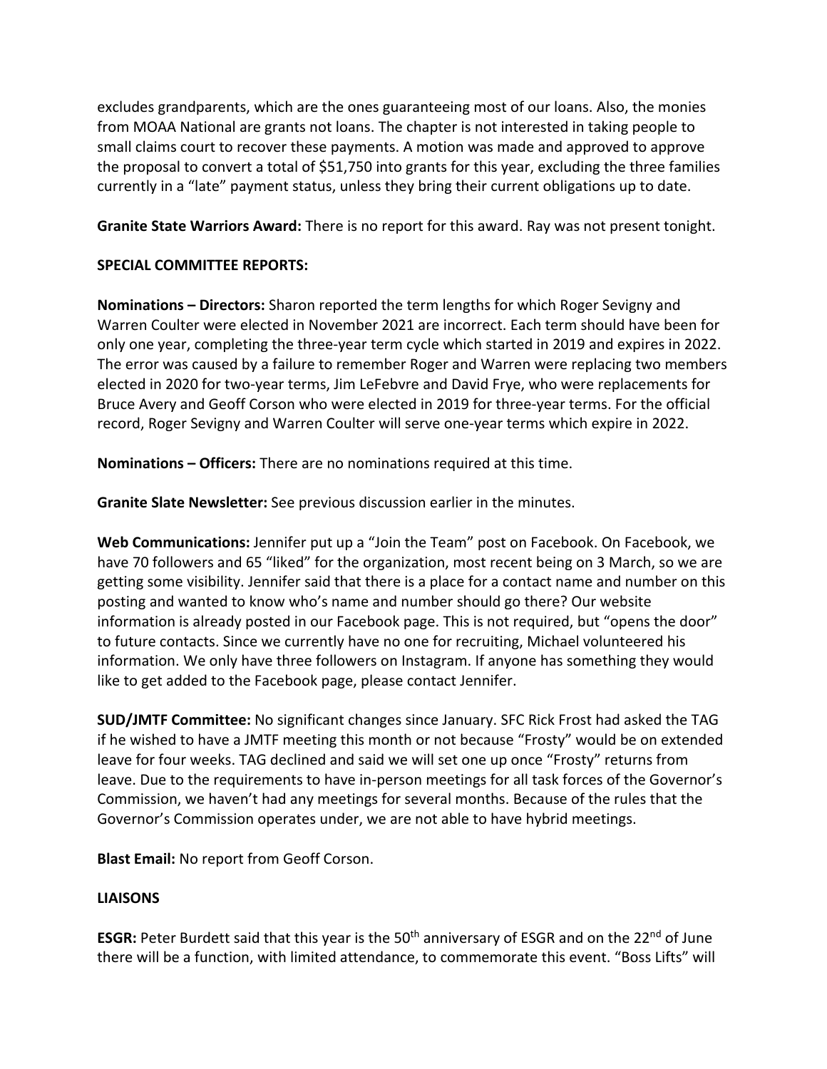excludes grandparents, which are the ones guaranteeing most of our loans. Also, the monies from MOAA National are grants not loans. The chapter is not interested in taking people to small claims court to recover these payments. A motion was made and approved to approve the proposal to convert a total of $51,750 into grants for this year, excluding the three families currently in a "late" payment status, unless they bring their current obligations up to date.

**Granite State Warriors Award:** There is no report for this award. Ray was not present tonight.

**SPECIAL COMMITTEE REPORTS:**

**Nominations – Directors:** Sharon reported the term lengths for which Roger Sevigny and Warren Coulter were elected in November 2021 are incorrect. Each term should have been for only one year, completing the three-year term cycle which started in 2019 and expires in 2022. The error was caused by a failure to remember Roger and Warren were replacing two members elected in 2020 for two-year terms, Jim LeFebvre and David Frye, who were replacements for Bruce Avery and Geoff Corson who were elected in 2019 for three-year terms. For the official record, Roger Sevigny and Warren Coulter will serve one-year terms which expire in 2022.

**Nominations – Officers:** There are no nominations required at this time.

**Granite Slate Newsletter:** See previous discussion earlier in the minutes.

**Web Communications:** Jennifer put up a "Join the Team" post on Facebook. On Facebook, we have 70 followers and 65 "liked" for the organization, most recent being on 3 March, so we are getting some visibility. Jennifer said that there is a place for a contact name and number on this posting and wanted to know who's name and number should go there? Our website information is already posted in our Facebook page. This is not required, but "opens the door" to future contacts. Since we currently have no one for recruiting, Michael volunteered his information. We only have three followers on Instagram. If anyone has something they would like to get added to the Facebook page, please contact Jennifer.

**SUD/JMTF Committee:** No significant changes since January. SFC Rick Frost had asked the TAG if he wished to have a JMTF meeting this month or not because "Frosty" would be on extended leave for four weeks. TAG declined and said we will set one up once "Frosty" returns from leave. Due to the requirements to have in-person meetings for all task forces of the Governor's Commission, we haven't had any meetings for several months. Because of the rules that the Governor's Commission operates under, we are not able to have hybrid meetings.

**Blast Email:** No report from Geoff Corson.

**LIAISONS**

**ESGR:** Peter Burdett said that this year is the 50th anniversary of ESGR and on the 22nd of June there will be a function, with limited attendance, to commemorate this event. "Boss Lifts" will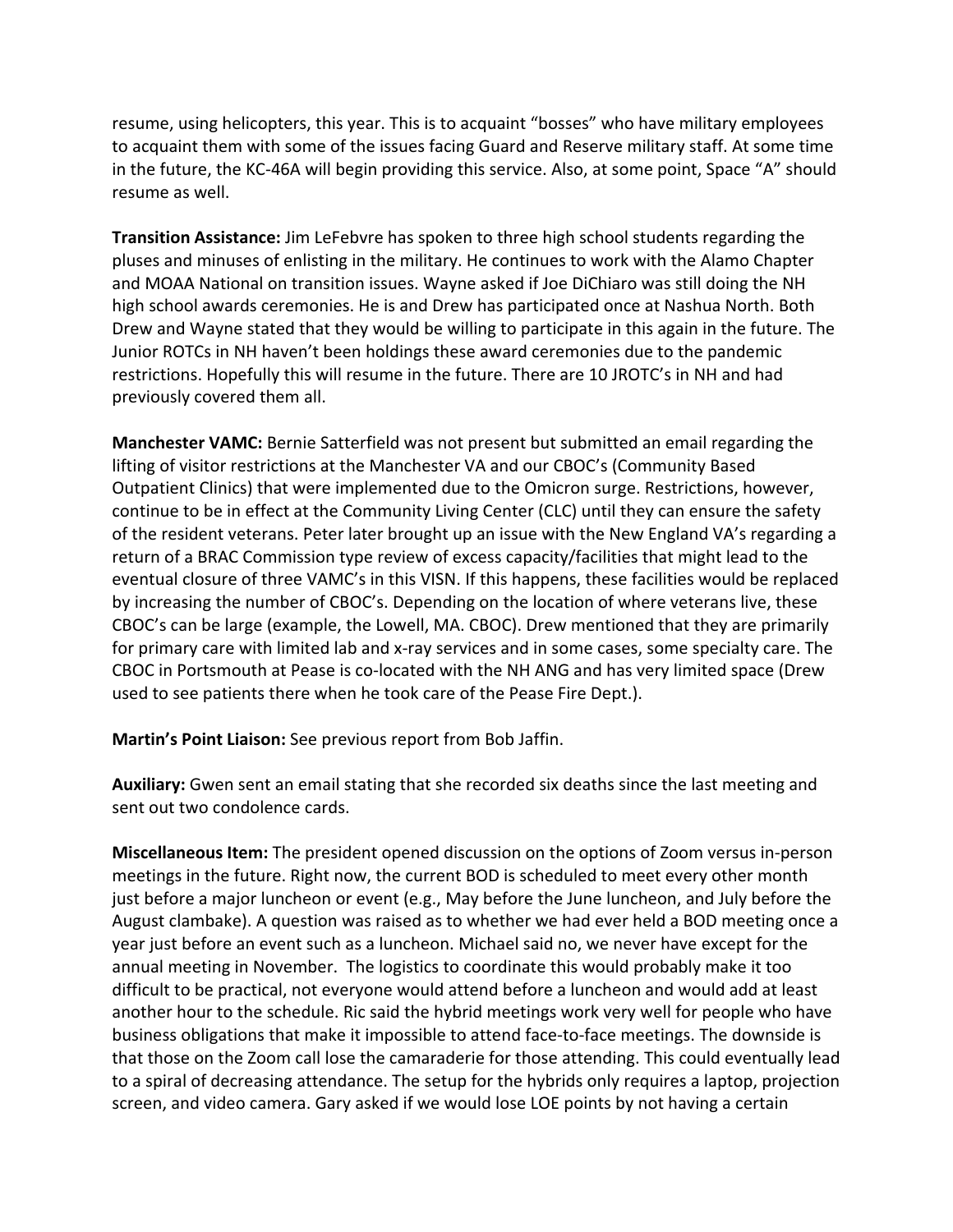resume, using helicopters, this year. This is to acquaint "bosses" who have military employees to acquaint them with some of the issues facing Guard and Reserve military staff. At some time in the future, the KC-46A will begin providing this service. Also, at some point, Space "A" should resume as well.

**Transition Assistance:** Jim LeFebvre has spoken to three high school students regarding the pluses and minuses of enlisting in the military. He continues to work with the Alamo Chapter and MOAA National on transition issues. Wayne asked if Joe DiChiaro was still doing the NH high school awards ceremonies. He is and Drew has participated once at Nashua North. Both Drew and Wayne stated that they would be willing to participate in this again in the future. The Junior ROTCs in NH haven't been holdings these award ceremonies due to the pandemic restrictions. Hopefully this will resume in the future. There are 10 JROTC's in NH and had previously covered them all.

**Manchester VAMC:** Bernie Satterfield was not present but submitted an email regarding the lifting of visitor restrictions at the Manchester VA and our CBOC's (Community Based Outpatient Clinics) that were implemented due to the Omicron surge. Restrictions, however, continue to be in effect at the Community Living Center (CLC) until they can ensure the safety of the resident veterans. Peter later brought up an issue with the New England VA's regarding a return of a BRAC Commission type review of excess capacity/facilities that might lead to the eventual closure of three VAMC's in this VISN. If this happens, these facilities would be replaced by increasing the number of CBOC's. Depending on the location of where veterans live, these CBOC's can be large (example, the Lowell, MA. CBOC). Drew mentioned that they are primarily for primary care with limited lab and x-ray services and in some cases, some specialty care. The CBOC in Portsmouth at Pease is co-located with the NH ANG and has very limited space (Drew used to see patients there when he took care of the Pease Fire Dept.).

**Martin's Point Liaison:** See previous report from Bob Jaffin.

**Auxiliary:** Gwen sent an email stating that she recorded six deaths since the last meeting and sent out two condolence cards.

**Miscellaneous Item:** The president opened discussion on the options of Zoom versus in-person meetings in the future. Right now, the current BOD is scheduled to meet every other month just before a major luncheon or event (e.g., May before the June luncheon, and July before the August clambake). A question was raised as to whether we had ever held a BOD meeting once a year just before an event such as a luncheon. Michael said no, we never have except for the annual meeting in November. The logistics to coordinate this would probably make it too difficult to be practical, not everyone would attend before a luncheon and would add at least another hour to the schedule. Ric said the hybrid meetings work very well for people who have business obligations that make it impossible to attend face-to-face meetings. The downside is that those on the Zoom call lose the camaraderie for those attending. This could eventually lead to a spiral of decreasing attendance. The setup for the hybrids only requires a laptop, projection screen, and video camera. Gary asked if we would lose LOE points by not having a certain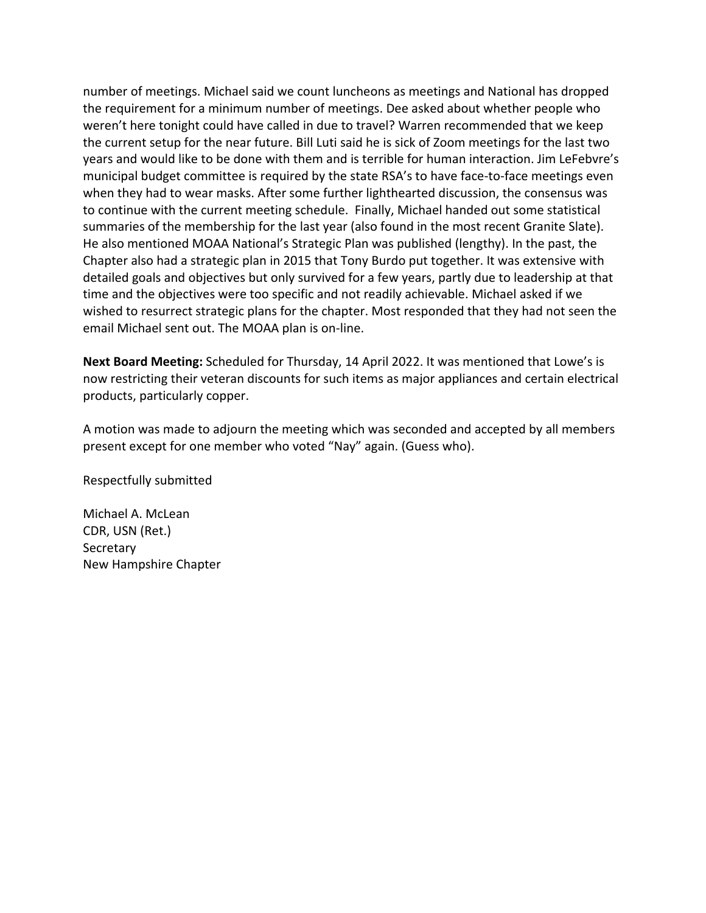number of meetings. Michael said we count luncheons as meetings and National has dropped the requirement for a minimum number of meetings. Dee asked about whether people who weren't here tonight could have called in due to travel? Warren recommended that we keep the current setup for the near future. Bill Luti said he is sick of Zoom meetings for the last two years and would like to be done with them and is terrible for human interaction. Jim LeFebvre's municipal budget committee is required by the state RSA's to have face-to-face meetings even when they had to wear masks. After some further lighthearted discussion, the consensus was to continue with the current meeting schedule. Finally, Michael handed out some statistical summaries of the membership for the last year (also found in the most recent Granite Slate). He also mentioned MOAA National's Strategic Plan was published (lengthy). In the past, the Chapter also had a strategic plan in 2015 that Tony Burdo put together. It was extensive with detailed goals and objectives but only survived for a few years, partly due to leadership at that time and the objectives were too specific and not readily achievable. Michael asked if we wished to resurrect strategic plans for the chapter. Most responded that they had not seen the email Michael sent out. The MOAA plan is on-line.

**Next Board Meeting:** Scheduled for Thursday, 14 April 2022. It was mentioned that Lowe's is now restricting their veteran discounts for such items as major appliances and certain electrical products, particularly copper.

A motion was made to adjourn the meeting which was seconded and accepted by all members present except for one member who voted "Nay" again. (Guess who).

Respectfully submitted

Michael A. McLean
CDR, USN (Ret.)
Secretary
New Hampshire Chapter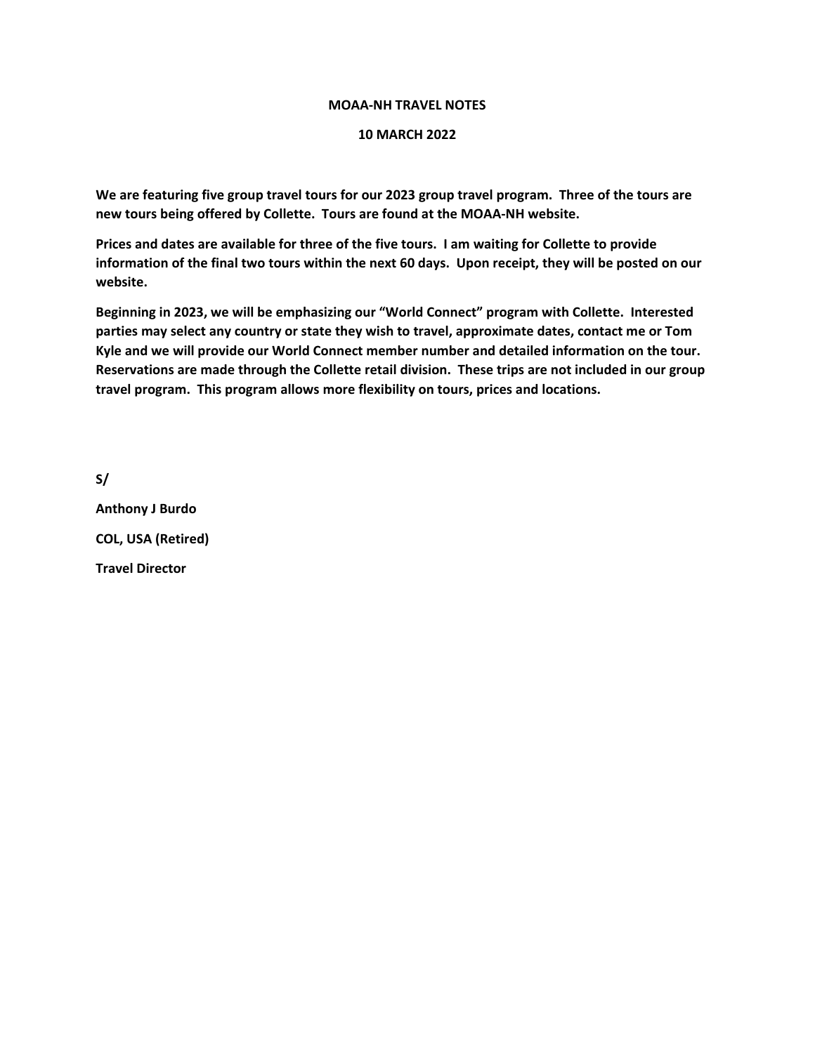**MOAA-NH TRAVEL NOTES**

**10 MARCH 2022**

**We are featuring five group travel tours for our 2023 group travel program. Three of the tours are new tours being offered by Collette. Tours are found at the MOAA-NH website.**

**Prices and dates are available for three of the five tours. I am waiting for Collette to provide information of the final two tours within the next 60 days. Upon receipt, they will be posted on our website.**

**Beginning in 2023, we will be emphasizing our "World Connect" program with Collette. Interested parties may select any country or state they wish to travel, approximate dates, contact me or Tom Kyle and we will provide our World Connect member number and detailed information on the tour. Reservations are made through the Collette retail division. These trips are not included in our group travel program. This program allows more flexibility on tours, prices and locations.**

**S/**

**Anthony J Burdo**

**COL, USA (Retired)**

**Travel Director**